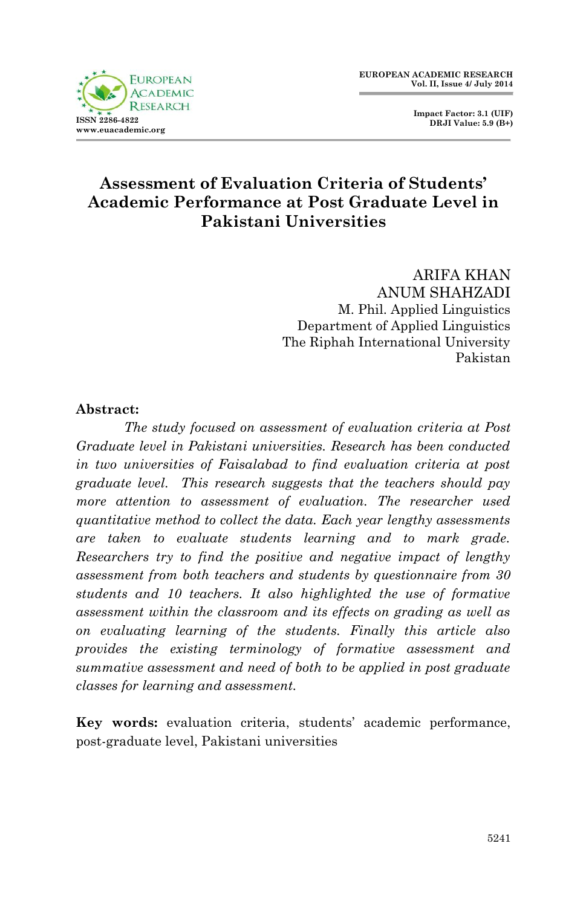# Assessment of Evaluation Criteria of Students' Academic Performance at Post Graduate Level in Pakistani Universities

ARIFA KHAN
ANUM SHAHZADI
M. Phil. Applied Linguistics
Department of Applied Linguistics
The Riphah International University
Pakistan

**Abstract:**

*The study focused on assessment of evaluation criteria at Post Graduate level in Pakistani universities. Research has been conducted in two universities of Faisalabad to find evaluation criteria at post graduate level. This research suggests that the teachers should pay more attention to assessment of evaluation. The researcher used quantitative method to collect the data. Each year lengthy assessments are taken to evaluate students learning and to mark grade. Researchers try to find the positive and negative impact of lengthy assessment from both teachers and students by questionnaire from 30 students and 10 teachers. It also highlighted the use of formative assessment within the classroom and its effects on grading as well as on evaluating learning of the students. Finally this article also provides the existing terminology of formative assessment and summative assessment and need of both to be applied in post graduate classes for learning and assessment.*

**Key words:** evaluation criteria, students' academic performance, post-graduate level, Pakistani universities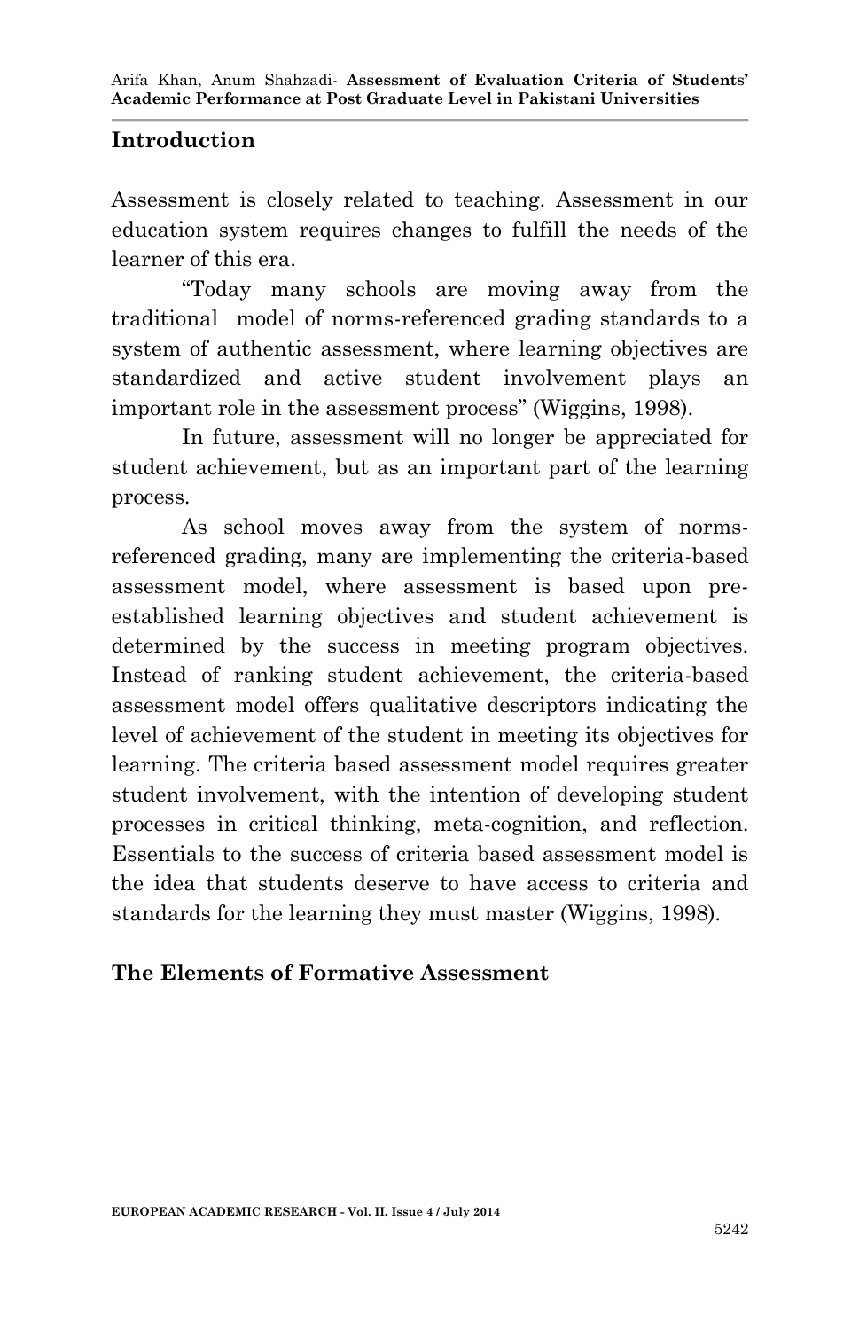## Introduction

Assessment is closely related to teaching. Assessment in our education system requires changes to fulfill the needs of the learner of this era.

"Today many schools are moving away from the traditional model of norms-referenced grading standards to a system of authentic assessment, where learning objectives are standardized and active student involvement plays an important role in the assessment process" (Wiggins, 1998).

In future, assessment will no longer be appreciated for student achievement, but as an important part of the learning process.

As school moves away from the system of norms-referenced grading, many are implementing the criteria-based assessment model, where assessment is based upon pre-established learning objectives and student achievement is determined by the success in meeting program objectives. Instead of ranking student achievement, the criteria-based assessment model offers qualitative descriptors indicating the level of achievement of the student in meeting its objectives for learning. The criteria based assessment model requires greater student involvement, with the intention of developing student processes in critical thinking, meta-cognition, and reflection. Essentials to the success of criteria based assessment model is the idea that students deserve to have access to criteria and standards for the learning they must master (Wiggins, 1998).

## The Elements of Formative Assessment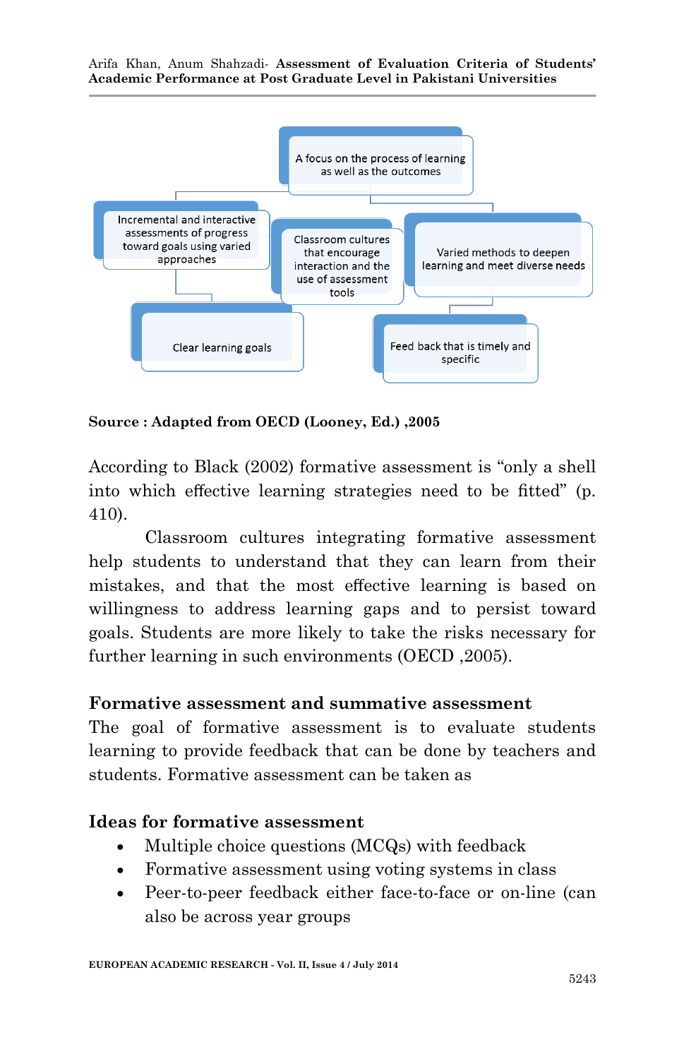A focus on the process of learning as well as the outcomes

Incremental and interactive assessments of progress toward goals using varied approaches

Classroom cultures that encourage interaction and the use of assessment tools

Varied methods to deepen learning and meet diverse needs

Clear learning goals

Feed back that is timely and specific

**Source : Adapted from OECD (Looney, Ed.) ,2005**

According to Black (2002) formative assessment is "only a shell into which effective learning strategies need to be fitted" (p. 410).

Classroom cultures integrating formative assessment help students to understand that they can learn from their mistakes, and that the most effective learning is based on willingness to address learning gaps and to persist toward goals. Students are more likely to take the risks necessary for further learning in such environments (OECD ,2005).

## Formative assessment and summative assessment

The goal of formative assessment is to evaluate students learning to provide feedback that can be done by teachers and students. Formative assessment can be taken as

## Ideas for formative assessment

- Multiple choice questions (MCQs) with feedback
- Formative assessment using voting systems in class
- Peer-to-peer feedback either face-to-face or on-line (can also be across year groups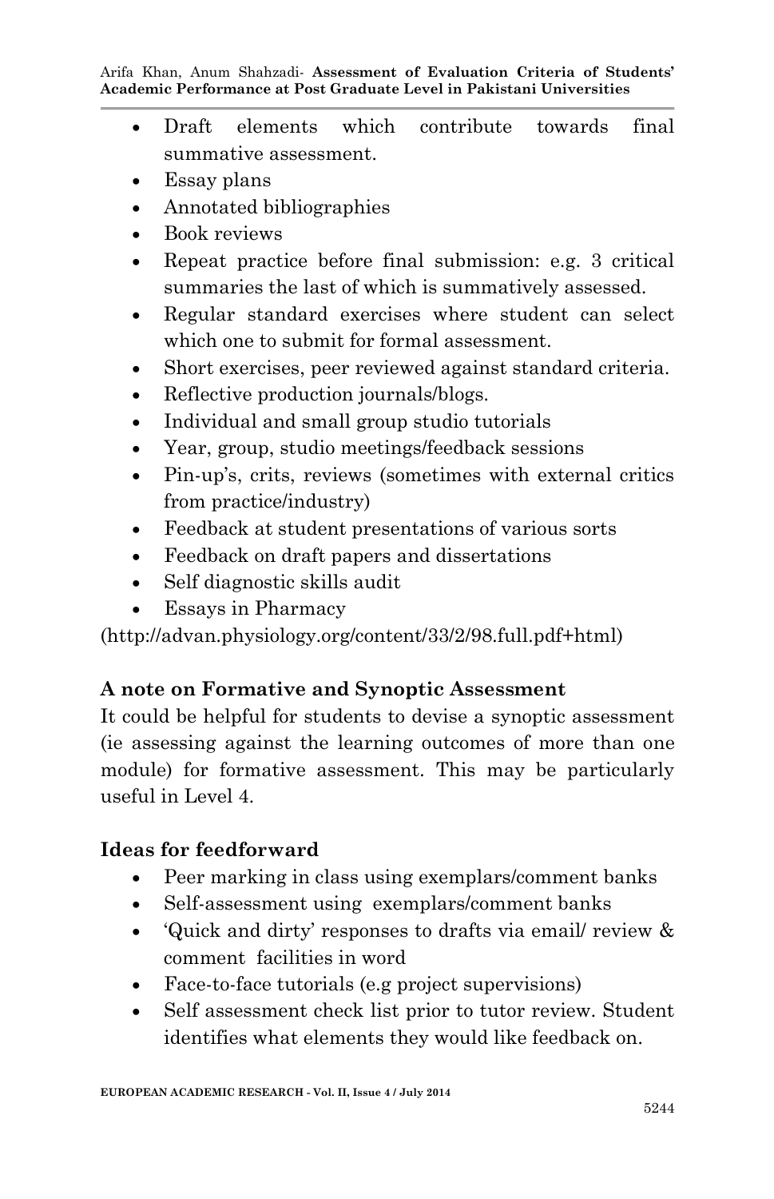- Draft elements which contribute towards final summative assessment.
- Essay plans
- Annotated bibliographies
- Book reviews
- Repeat practice before final submission: e.g. 3 critical summaries the last of which is summatively assessed.
- Regular standard exercises where student can select which one to submit for formal assessment.
- Short exercises, peer reviewed against standard criteria.
- Reflective production journals/blogs.
- Individual and small group studio tutorials
- Year, group, studio meetings/feedback sessions
- Pin-up's, crits, reviews (sometimes with external critics from practice/industry)
- Feedback at student presentations of various sorts
- Feedback on draft papers and dissertations
- Self diagnostic skills audit
- Essays in Pharmacy

(http://advan.physiology.org/content/33/2/98.full.pdf+html)

**A note on Formative and Synoptic Assessment**

It could be helpful for students to devise a synoptic assessment (ie assessing against the learning outcomes of more than one module) for formative assessment. This may be particularly useful in Level 4.

**Ideas for feedforward**

- Peer marking in class using exemplars/comment banks
- Self-assessment using exemplars/comment banks
- 'Quick and dirty' responses to drafts via email/ review & comment facilities in word
- Face-to-face tutorials (e.g project supervisions)
- Self assessment check list prior to tutor review. Student identifies what elements they would like feedback on.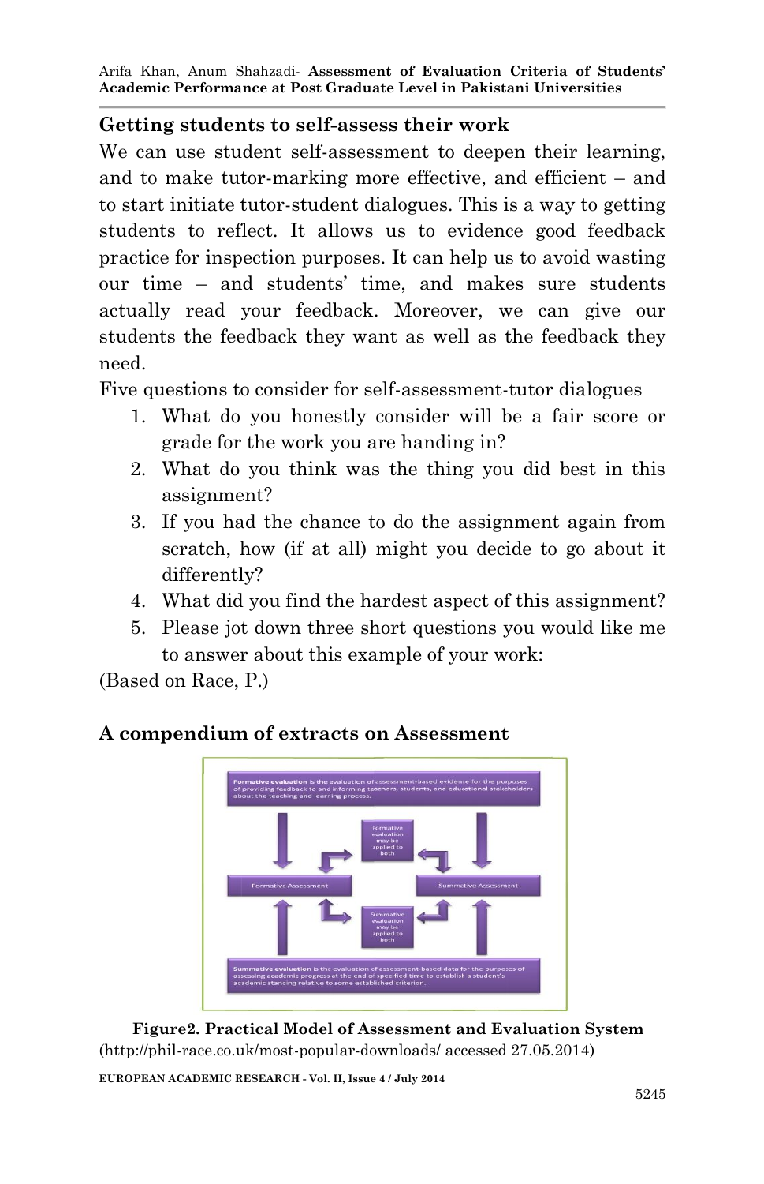## Getting students to self-assess their work

We can use student self-assessment to deepen their learning, and to make tutor-marking more effective, and efficient – and to start initiate tutor-student dialogues. This is a way to getting students to reflect. It allows us to evidence good feedback practice for inspection purposes. It can help us to avoid wasting our time – and students' time, and makes sure students actually read your feedback. Moreover, we can give our students the feedback they want as well as the feedback they need.

Five questions to consider for self-assessment-tutor dialogues

1. What do you honestly consider will be a fair score or grade for the work you are handing in?
2. What do you think was the thing you did best in this assignment?
3. If you had the chance to do the assignment again from scratch, how (if at all) might you decide to go about it differently?
4. What did you find the hardest aspect of this assignment?
5. Please jot down three short questions you would like me to answer about this example of your work:

(Based on Race, P.)

## A compendium of extracts on Assessment

**Formative evaluation** is the evaluation of assessment-based evidence for the purposes of providing feedback to and informing teachers, students, and educational stakeholders about the teaching and learning process.

Formative evaluation may be applied to both

Formative Assessment

Summative Assessment

Summative evaluation may be applied to both

**Summative evaluation** is the evaluation of assessment-based data for the purposes of assessing academic progress at the end of specified time to establish a student's academic standing relative to some established criterion.

**Figure2. Practical Model of Assessment and Evaluation System**
(http://phil-race.co.uk/most-popular-downloads/ accessed 27.05.2014)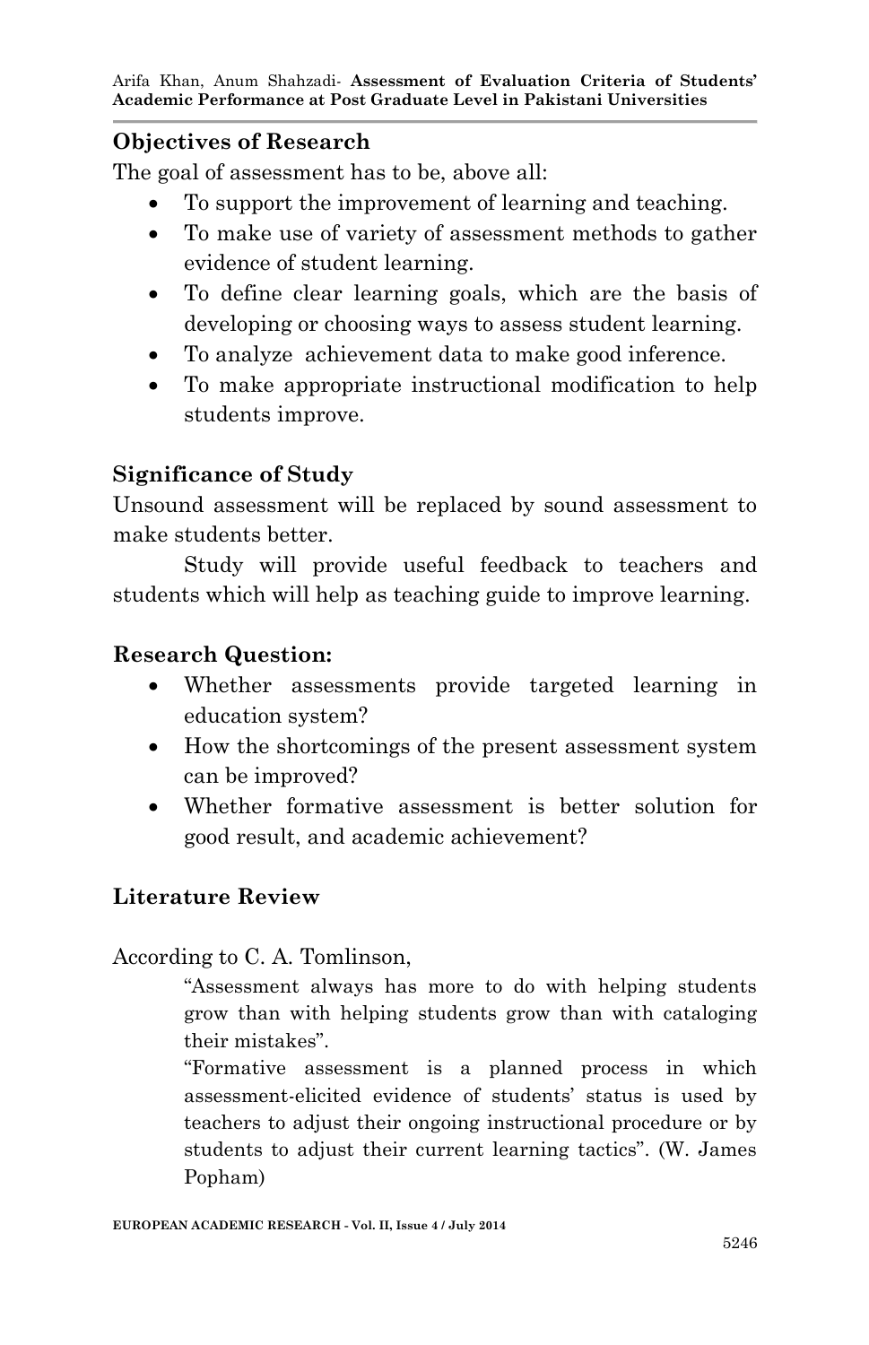## Objectives of Research

The goal of assessment has to be, above all:

- To support the improvement of learning and teaching.
- To make use of variety of assessment methods to gather evidence of student learning.
- To define clear learning goals, which are the basis of developing or choosing ways to assess student learning.
- To analyze achievement data to make good inference.
- To make appropriate instructional modification to help students improve.

## Significance of Study

Unsound assessment will be replaced by sound assessment to make students better.

Study will provide useful feedback to teachers and students which will help as teaching guide to improve learning.

## Research Question:

- Whether assessments provide targeted learning in education system?
- How the shortcomings of the present assessment system can be improved?
- Whether formative assessment is better solution for good result, and academic achievement?

## Literature Review

According to C. A. Tomlinson,

> "Assessment always has more to do with helping students grow than with helping students grow than with cataloging their mistakes".
>
> "Formative assessment is a planned process in which assessment-elicited evidence of students' status is used by teachers to adjust their ongoing instructional procedure or by students to adjust their current learning tactics". (W. James Popham)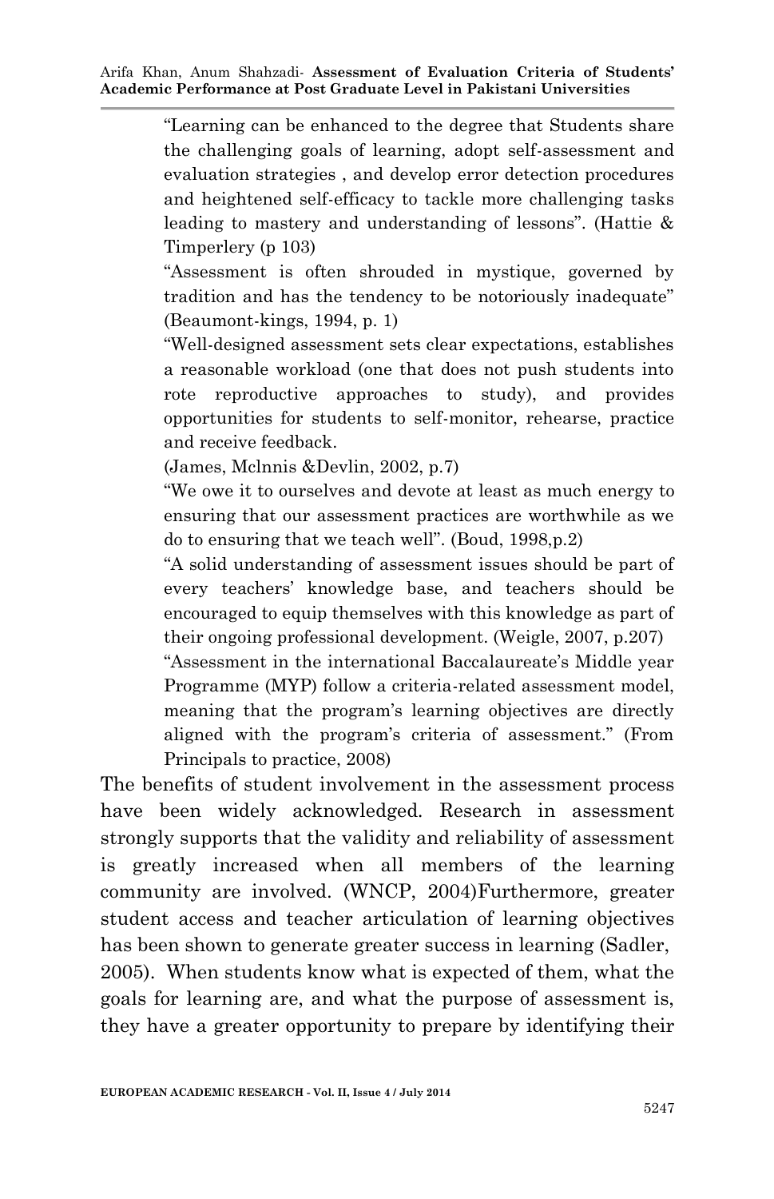> "Learning can be enhanced to the degree that Students share the challenging goals of learning, adopt self-assessment and evaluation strategies , and develop error detection procedures and heightened self-efficacy to tackle more challenging tasks leading to mastery and understanding of lessons". (Hattie & Timperlery (p 103)
>
> "Assessment is often shrouded in mystique, governed by tradition and has the tendency to be notoriously inadequate" (Beaumont-kings, 1994, p. 1)
>
> "Well-designed assessment sets clear expectations, establishes a reasonable workload (one that does not push students into rote reproductive approaches to study), and provides opportunities for students to self-monitor, rehearse, practice and receive feedback.
> (James, Mclnnis &Devlin, 2002, p.7)
>
> "We owe it to ourselves and devote at least as much energy to ensuring that our assessment practices are worthwhile as we do to ensuring that we teach well". (Boud, 1998,p.2)
>
> "A solid understanding of assessment issues should be part of every teachers' knowledge base, and teachers should be encouraged to equip themselves with this knowledge as part of their ongoing professional development. (Weigle, 2007, p.207)
>
> "Assessment in the international Baccalaureate's Middle year Programme (MYP) follow a criteria-related assessment model, meaning that the program's learning objectives are directly aligned with the program's criteria of assessment." (From Principals to practice, 2008)

The benefits of student involvement in the assessment process have been widely acknowledged. Research in assessment strongly supports that the validity and reliability of assessment is greatly increased when all members of the learning community are involved. (WNCP, 2004)Furthermore, greater student access and teacher articulation of learning objectives has been shown to generate greater success in learning (Sadler, 2005). When students know what is expected of them, what the goals for learning are, and what the purpose of assessment is, they have a greater opportunity to prepare by identifying their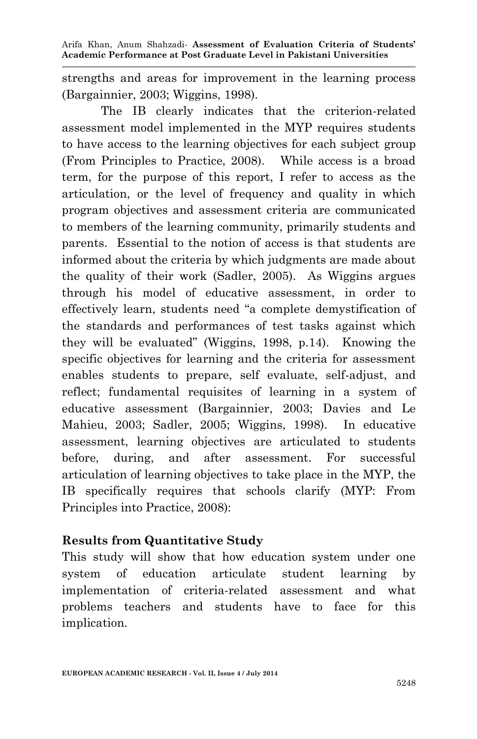strengths and areas for improvement in the learning process (Bargainnier, 2003; Wiggins, 1998).

The IB clearly indicates that the criterion-related assessment model implemented in the MYP requires students to have access to the learning objectives for each subject group (From Principles to Practice, 2008). While access is a broad term, for the purpose of this report, I refer to access as the articulation, or the level of frequency and quality in which program objectives and assessment criteria are communicated to members of the learning community, primarily students and parents. Essential to the notion of access is that students are informed about the criteria by which judgments are made about the quality of their work (Sadler, 2005). As Wiggins argues through his model of educative assessment, in order to effectively learn, students need "a complete demystification of the standards and performances of test tasks against which they will be evaluated" (Wiggins, 1998, p.14). Knowing the specific objectives for learning and the criteria for assessment enables students to prepare, self evaluate, self-adjust, and reflect; fundamental requisites of learning in a system of educative assessment (Bargainnier, 2003; Davies and Le Mahieu, 2003; Sadler, 2005; Wiggins, 1998). In educative assessment, learning objectives are articulated to students before, during, and after assessment. For successful articulation of learning objectives to take place in the MYP, the IB specifically requires that schools clarify (MYP: From Principles into Practice, 2008):

## Results from Quantitative Study

This study will show that how education system under one system of education articulate student learning by implementation of criteria-related assessment and what problems teachers and students have to face for this implication.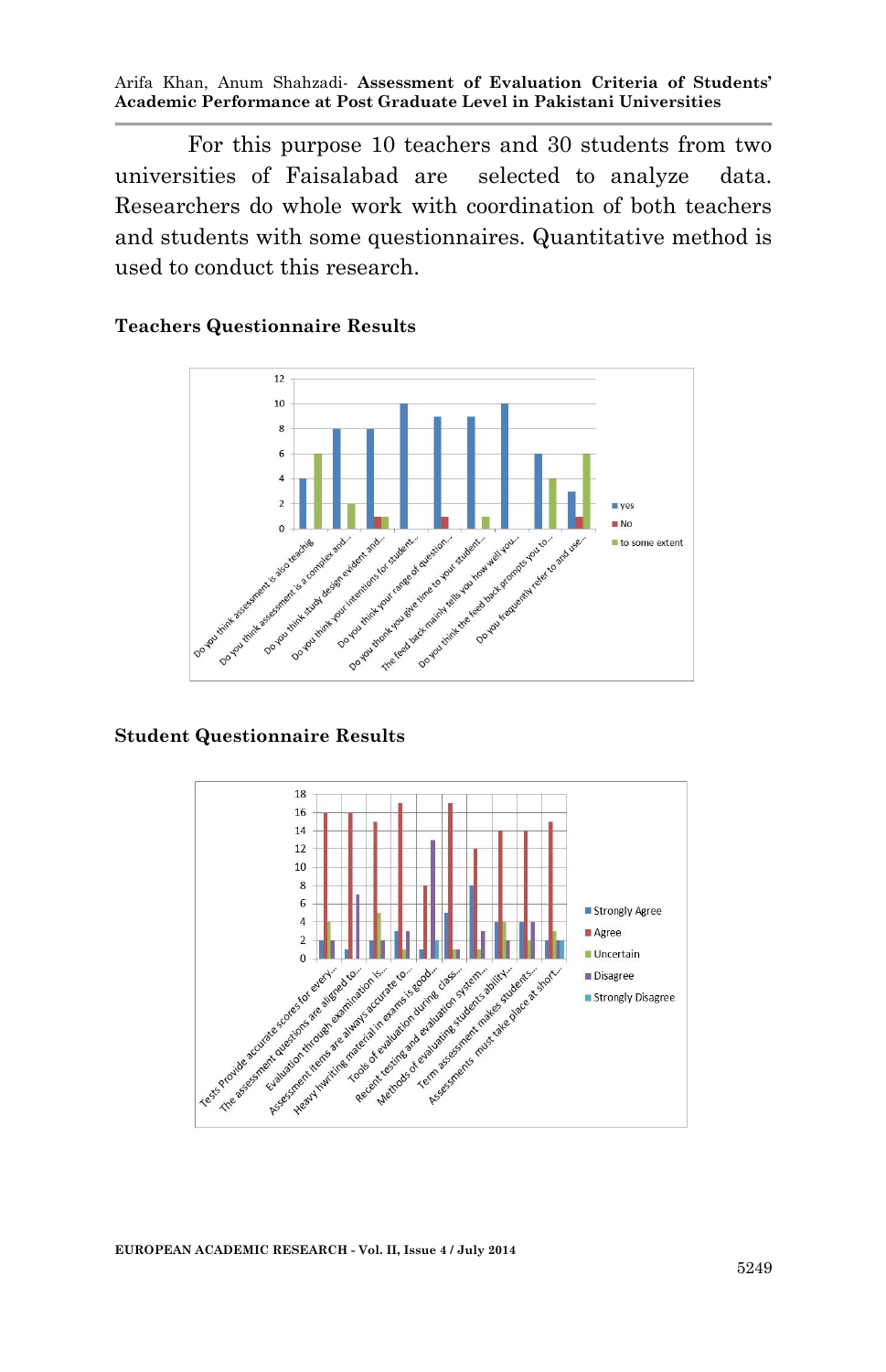For this purpose 10 teachers and 30 students from two universities of Faisalabad are selected to analyze data. Researchers do whole work with coordination of both teachers and students with some questionnaires. Quantitative method is used to conduct this research.

**Teachers Questionnaire Results**

**Student Questionnaire Results**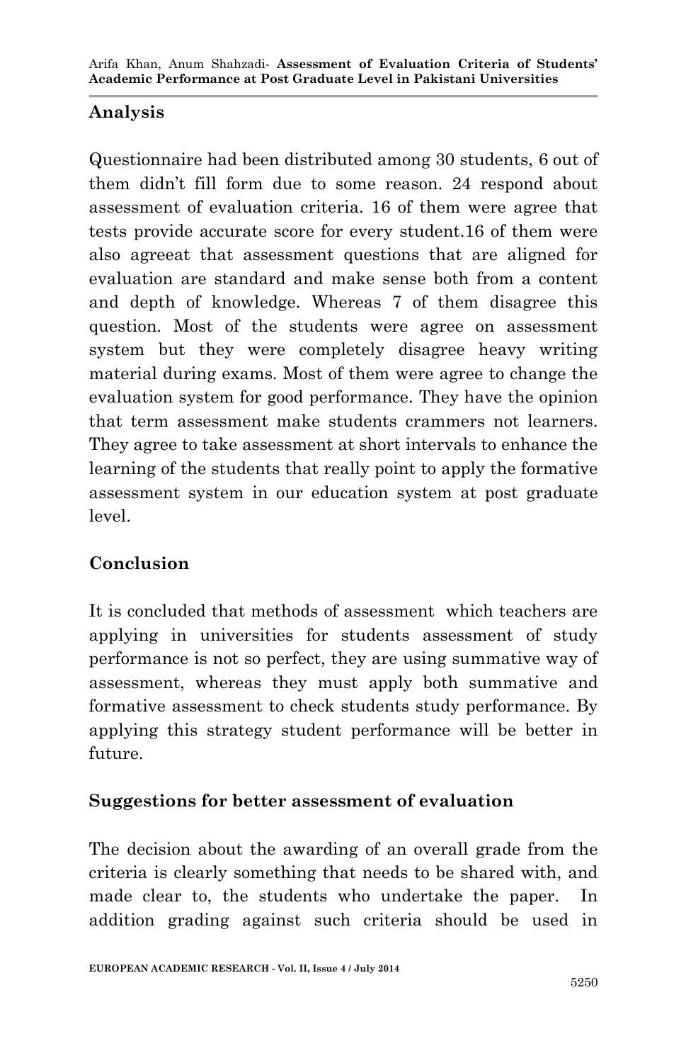## Analysis

Questionnaire had been distributed among 30 students, 6 out of them didn't fill form due to some reason. 24 respond about assessment of evaluation criteria. 16 of them were agree that tests provide accurate score for every student.16 of them were also agreeat that assessment questions that are aligned for evaluation are standard and make sense both from a content and depth of knowledge. Whereas 7 of them disagree this question. Most of the students were agree on assessment system but they were completely disagree heavy writing material during exams. Most of them were agree to change the evaluation system for good performance. They have the opinion that term assessment make students crammers not learners. They agree to take assessment at short intervals to enhance the learning of the students that really point to apply the formative assessment system in our education system at post graduate level.

## Conclusion

It is concluded that methods of assessment which teachers are applying in universities for students assessment of study performance is not so perfect, they are using summative way of assessment, whereas they must apply both summative and formative assessment to check students study performance. By applying this strategy student performance will be better in future.

## Suggestions for better assessment of evaluation

The decision about the awarding of an overall grade from the criteria is clearly something that needs to be shared with, and made clear to, the students who undertake the paper. In addition grading against such criteria should be used in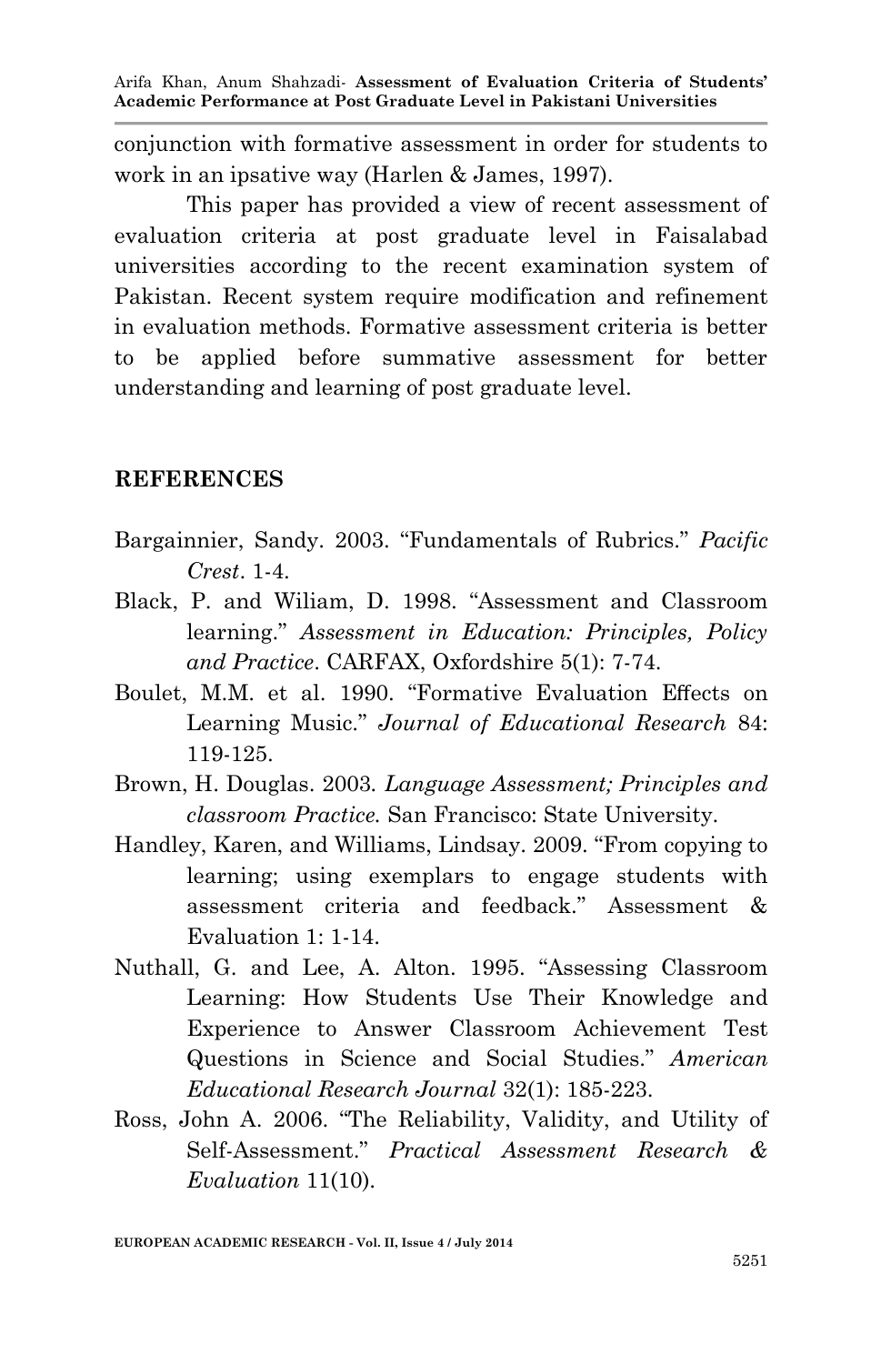conjunction with formative assessment in order for students to work in an ipsative way (Harlen & James, 1997).

This paper has provided a view of recent assessment of evaluation criteria at post graduate level in Faisalabad universities according to the recent examination system of Pakistan. Recent system require modification and refinement in evaluation methods. Formative assessment criteria is better to be applied before summative assessment for better understanding and learning of post graduate level.

## REFERENCES

Bargainnier, Sandy. 2003. "Fundamentals of Rubrics." *Pacific Crest*. 1-4.

Black, P. and Wiliam, D. 1998. "Assessment and Classroom learning." *Assessment in Education: Principles, Policy and Practice*. CARFAX, Oxfordshire 5(1): 7-74.

Boulet, M.M. et al. 1990. "Formative Evaluation Effects on Learning Music." *Journal of Educational Research* 84: 119-125.

Brown, H. Douglas. 2003. *Language Assessment; Principles and classroom Practice.* San Francisco: State University.

Handley, Karen, and Williams, Lindsay. 2009. "From copying to learning; using exemplars to engage students with assessment criteria and feedback." Assessment & Evaluation 1: 1-14.

Nuthall, G. and Lee, A. Alton. 1995. "Assessing Classroom Learning: How Students Use Their Knowledge and Experience to Answer Classroom Achievement Test Questions in Science and Social Studies." *American Educational Research Journal* 32(1): 185-223.

Ross, John A. 2006. "The Reliability, Validity, and Utility of Self-Assessment." *Practical Assessment Research & Evaluation* 11(10).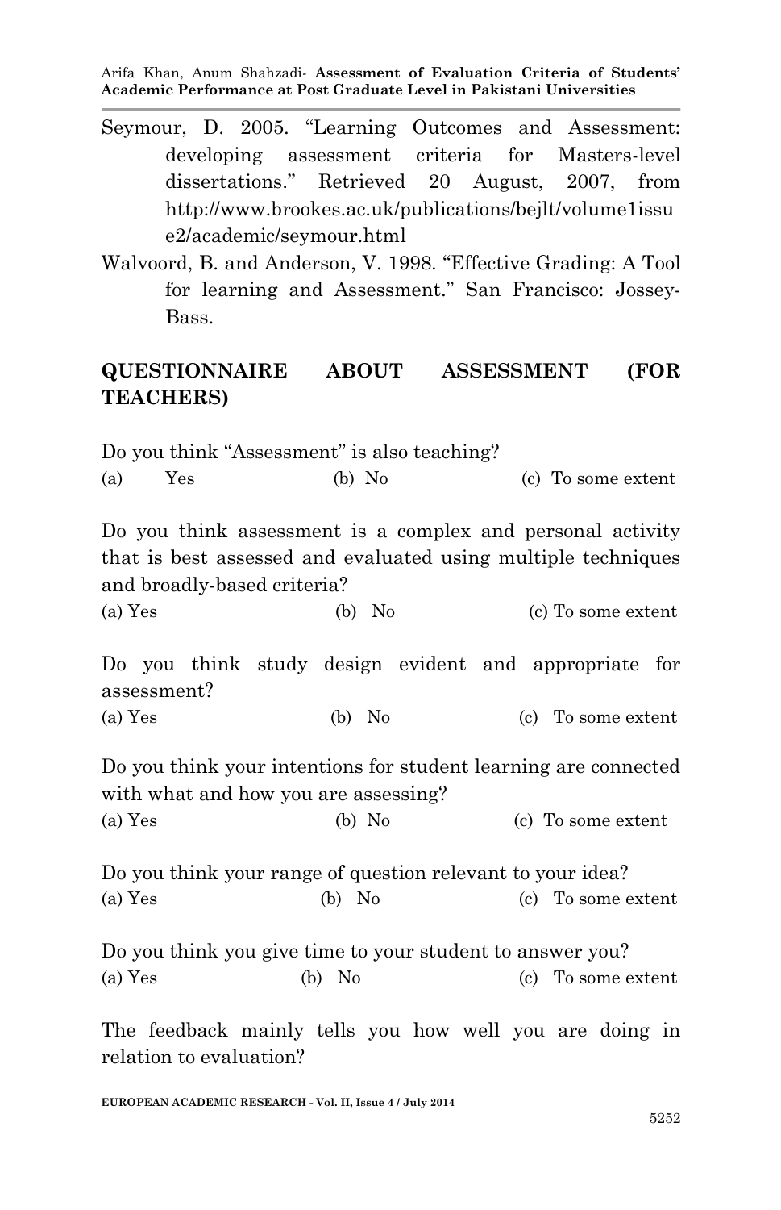Seymour, D. 2005. "Learning Outcomes and Assessment: developing assessment criteria for Masters-level dissertations." Retrieved 20 August, 2007, from http://www.brookes.ac.uk/publications/bejlt/volume1issue2/academic/seymour.html

Walvoord, B. and Anderson, V. 1998. "Effective Grading: A Tool for learning and Assessment." San Francisco: Jossey-Bass.

## QUESTIONNAIRE ABOUT ASSESSMENT (FOR TEACHERS)

Do you think "Assessment" is also teaching?

(a) Yes (b) No (c) To some extent

Do you think assessment is a complex and personal activity that is best assessed and evaluated using multiple techniques and broadly-based criteria?

(a) Yes (b) No (c) To some extent

Do you think study design evident and appropriate for assessment?

(a) Yes (b) No (c) To some extent

Do you think your intentions for student learning are connected with what and how you are assessing?

(a) Yes (b) No (c) To some extent

Do you think your range of question relevant to your idea?

(a) Yes (b) No (c) To some extent

Do you think you give time to your student to answer you?

(a) Yes (b) No (c) To some extent

The feedback mainly tells you how well you are doing in relation to evaluation?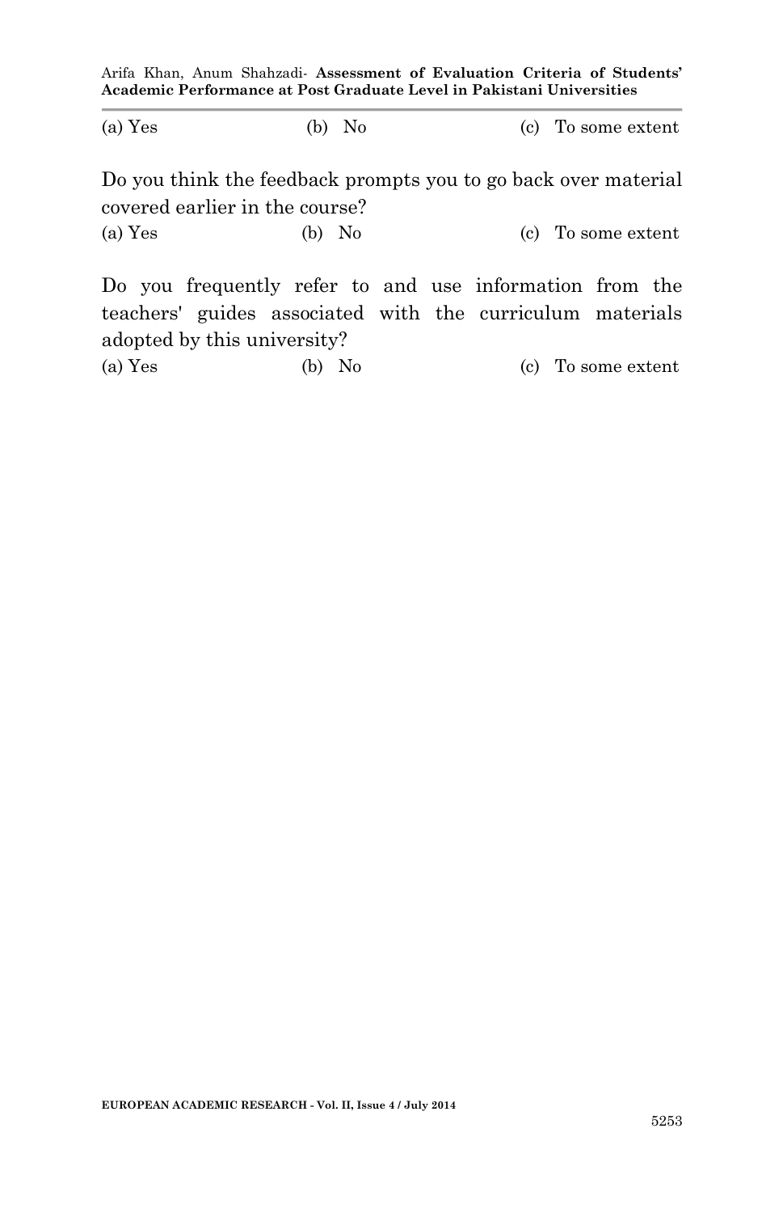(a) Yes (b) No (c) To some extent

Do you think the feedback prompts you to go back over material covered earlier in the course?

(a) Yes (b) No (c) To some extent

Do you frequently refer to and use information from the teachers' guides associated with the curriculum materials adopted by this university?

(a) Yes (b) No (c) To some extent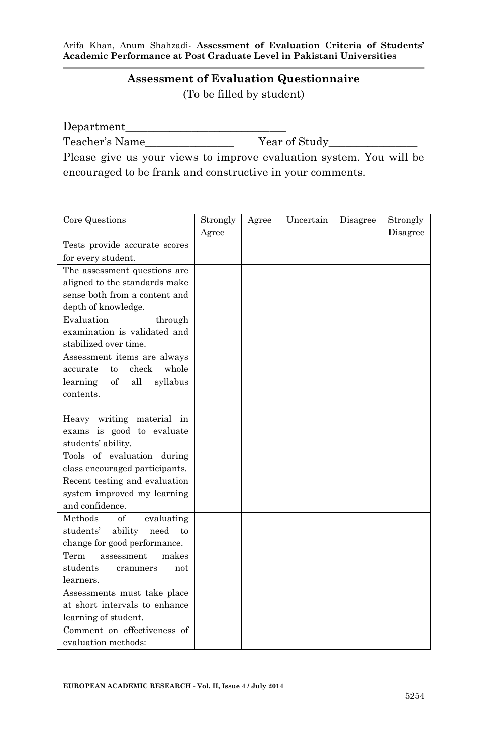## Assessment of Evaluation Questionnaire

(To be filled by student)

Department____________________________

Teacher's Name_______________ Year of Study_______________

Please give us your views to improve evaluation system. You will be encouraged to be frank and constructive in your comments.

| Core Questions | Strongly Agree | Agree | Uncertain | Disagree | Strongly Disagree |
|---|---|---|---|---|---|
| Tests provide accurate scores for every student. | | | | | |
| The assessment questions are aligned to the standards make sense both from a content and depth of knowledge. | | | | | |
| Evaluation through examination is validated and stabilized over time. | | | | | |
| Assessment items are always accurate to check whole learning of all syllabus contents. | | | | | |
| Heavy writing material in exams is good to evaluate students' ability. | | | | | |
| Tools of evaluation during class encouraged participants. | | | | | |
| Recent testing and evaluation system improved my learning and confidence. | | | | | |
| Methods of evaluating students' ability need to change for good performance. | | | | | |
| Term assessment makes students crammers not learners. | | | | | |
| Assessments must take place at short intervals to enhance learning of student. | | | | | |
| Comment on effectiveness of evaluation methods: | | | | | |